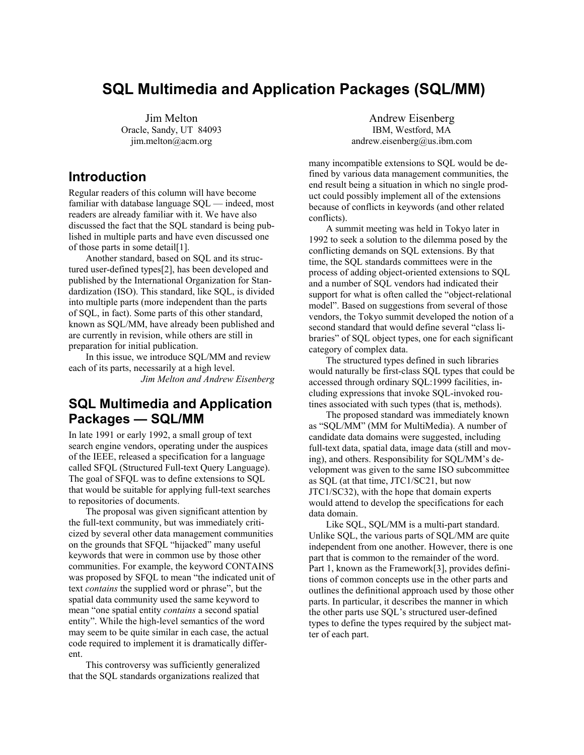# SQL Multimedia and Application Packages (SQL/MM)

Jim Melton
Oracle, Sandy, UT 84093
jim.melton@acm.org

Andrew Eisenberg
IBM, Westford, MA
andrew.eisenberg@us.ibm.com

## Introduction

Regular readers of this column will have become familiar with database language SQL — indeed, most readers are already familiar with it. We have also discussed the fact that the SQL standard is being published in multiple parts and have even discussed one of those parts in some detail[1].

Another standard, based on SQL and its structured user-defined types[2], has been developed and published by the International Organization for Standardization (ISO). This standard, like SQL, is divided into multiple parts (more independent than the parts of SQL, in fact). Some parts of this other standard, known as SQL/MM, have already been published and are currently in revision, while others are still in preparation for initial publication.

In this issue, we introduce SQL/MM and review each of its parts, necessarily at a high level.

*Jim Melton and Andrew Eisenberg*

## SQL Multimedia and Application Packages — SQL/MM

In late 1991 or early 1992, a small group of text search engine vendors, operating under the auspices of the IEEE, released a specification for a language called SFQL (Structured Full-text Query Language). The goal of SFQL was to define extensions to SQL that would be suitable for applying full-text searches to repositories of documents.

The proposal was given significant attention by the full-text community, but was immediately criticized by several other data management communities on the grounds that SFQL "hijacked" many useful keywords that were in common use by those other communities. For example, the keyword CONTAINS was proposed by SFQL to mean "the indicated unit of text *contains* the supplied word or phrase", but the spatial data community used the same keyword to mean "one spatial entity *contains* a second spatial entity". While the high-level semantics of the word may seem to be quite similar in each case, the actual code required to implement it is dramatically different.

This controversy was sufficiently generalized that the SQL standards organizations realized that many incompatible extensions to SQL would be defined by various data management communities, the end result being a situation in which no single product could possibly implement all of the extensions because of conflicts in keywords (and other related conflicts).

A summit meeting was held in Tokyo later in 1992 to seek a solution to the dilemma posed by the conflicting demands on SQL extensions. By that time, the SQL standards committees were in the process of adding object-oriented extensions to SQL and a number of SQL vendors had indicated their support for what is often called the "object-relational model". Based on suggestions from several of those vendors, the Tokyo summit developed the notion of a second standard that would define several "class libraries" of SQL object types, one for each significant category of complex data.

The structured types defined in such libraries would naturally be first-class SQL types that could be accessed through ordinary SQL:1999 facilities, including expressions that invoke SQL-invoked routines associated with such types (that is, methods).

The proposed standard was immediately known as "SQL/MM" (MM for MultiMedia). A number of candidate data domains were suggested, including full-text data, spatial data, image data (still and moving), and others. Responsibility for SQL/MM's development was given to the same ISO subcommittee as SQL (at that time, JTC1/SC21, but now JTC1/SC32), with the hope that domain experts would attend to develop the specifications for each data domain.

Like SQL, SQL/MM is a multi-part standard. Unlike SQL, the various parts of SQL/MM are quite independent from one another. However, there is one part that is common to the remainder of the word. Part 1, known as the Framework[3], provides definitions of common concepts use in the other parts and outlines the definitional approach used by those other parts. In particular, it describes the manner in which the other parts use SQL's structured user-defined types to define the types required by the subject matter of each part.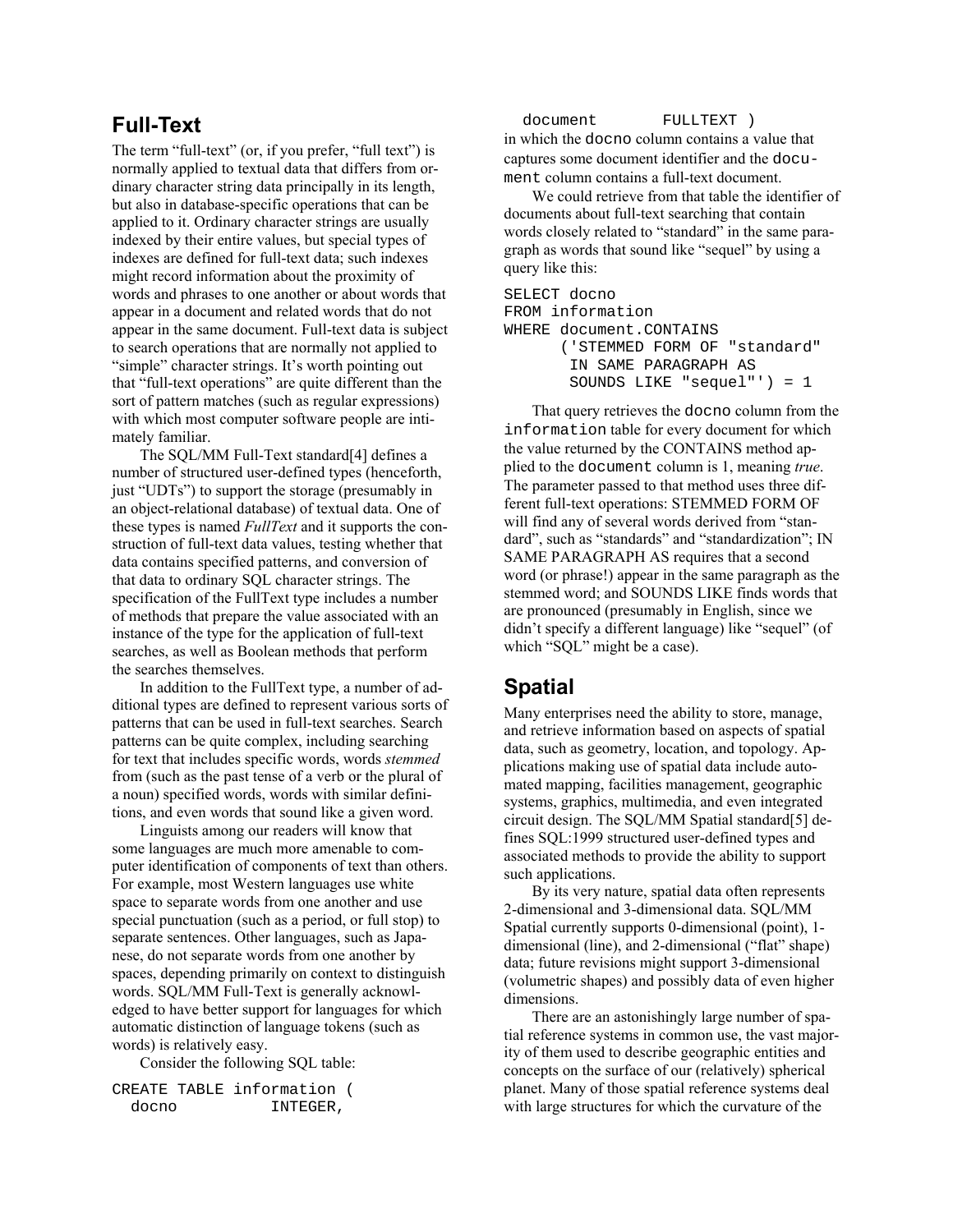## Full-Text

The term "full-text" (or, if you prefer, "full text") is normally applied to textual data that differs from ordinary character string data principally in its length, but also in database-specific operations that can be applied to it. Ordinary character strings are usually indexed by their entire values, but special types of indexes are defined for full-text data; such indexes might record information about the proximity of words and phrases to one another or about words that appear in a document and related words that do not appear in the same document. Full-text data is subject to search operations that are normally not applied to "simple" character strings. It's worth pointing out that "full-text operations" are quite different than the sort of pattern matches (such as regular expressions) with which most computer software people are intimately familiar.

The SQL/MM Full-Text standard[4] defines a number of structured user-defined types (henceforth, just "UDTs") to support the storage (presumably in an object-relational database) of textual data. One of these types is named *FullText* and it supports the construction of full-text data values, testing whether that data contains specified patterns, and conversion of that data to ordinary SQL character strings. The specification of the FullText type includes a number of methods that prepare the value associated with an instance of the type for the application of full-text searches, as well as Boolean methods that perform the searches themselves.

In addition to the FullText type, a number of additional types are defined to represent various sorts of patterns that can be used in full-text searches. Search patterns can be quite complex, including searching for text that includes specific words, words *stemmed* from (such as the past tense of a verb or the plural of a noun) specified words, words with similar definitions, and even words that sound like a given word.

Linguists among our readers will know that some languages are much more amenable to computer identification of components of text than others. For example, most Western languages use white space to separate words from one another and use special punctuation (such as a period, or full stop) to separate sentences. Other languages, such as Japanese, do not separate words from one another by spaces, depending primarily on context to distinguish words. SQL/MM Full-Text is generally acknowledged to have better support for languages for which automatic distinction of language tokens (such as words) is relatively easy.

Consider the following SQL table:

```
CREATE TABLE information (
  docno          INTEGER,
  document       FULLTEXT )
```

in which the `docno` column contains a value that captures some document identifier and the `document` column contains a full-text document.

We could retrieve from that table the identifier of documents about full-text searching that contain words closely related to "standard" in the same paragraph as words that sound like "sequel" by using a query like this:

```
SELECT docno
FROM information
WHERE document.CONTAINS
      ('STEMMED FORM OF "standard"
       IN SAME PARAGRAPH AS
       SOUNDS LIKE "sequel"') = 1
```

That query retrieves the `docno` column from the `information` table for every document for which the value returned by the CONTAINS method applied to the `document` column is 1, meaning *true*. The parameter passed to that method uses three different full-text operations: STEMMED FORM OF will find any of several words derived from "standard", such as "standards" and "standardization"; IN SAME PARAGRAPH AS requires that a second word (or phrase!) appear in the same paragraph as the stemmed word; and SOUNDS LIKE finds words that are pronounced (presumably in English, since we didn't specify a different language) like "sequel" (of which "SQL" might be a case).

## Spatial

Many enterprises need the ability to store, manage, and retrieve information based on aspects of spatial data, such as geometry, location, and topology. Applications making use of spatial data include automated mapping, facilities management, geographic systems, graphics, multimedia, and even integrated circuit design. The SQL/MM Spatial standard[5] defines SQL:1999 structured user-defined types and associated methods to provide the ability to support such applications.

By its very nature, spatial data often represents 2-dimensional and 3-dimensional data. SQL/MM Spatial currently supports 0-dimensional (point), 1-dimensional (line), and 2-dimensional ("flat" shape) data; future revisions might support 3-dimensional (volumetric shapes) and possibly data of even higher dimensions.

There are an astonishingly large number of spatial reference systems in common use, the vast majority of them used to describe geographic entities and concepts on the surface of our (relatively) spherical planet. Many of those spatial reference systems deal with large structures for which the curvature of the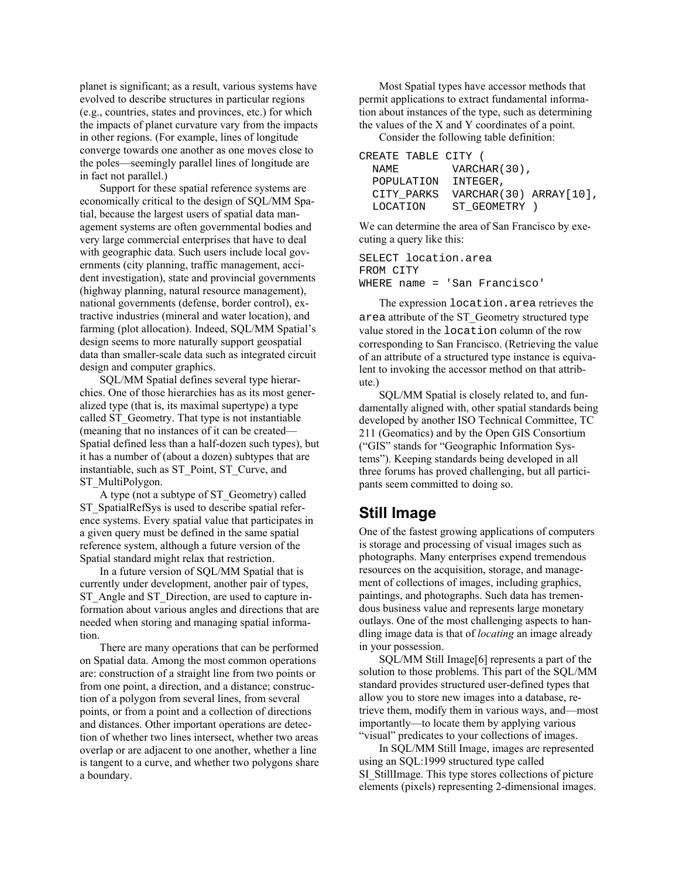planet is significant; as a result, various systems have evolved to describe structures in particular regions (e.g., countries, states and provinces, etc.) for which the impacts of planet curvature vary from the impacts in other regions. (For example, lines of longitude converge towards one another as one moves close to the poles—seemingly parallel lines of longitude are in fact not parallel.)

Support for these spatial reference systems are economically critical to the design of SQL/MM Spatial, because the largest users of spatial data management systems are often governmental bodies and very large commercial enterprises that have to deal with geographic data. Such users include local governments (city planning, traffic management, accident investigation), state and provincial governments (highway planning, natural resource management), national governments (defense, border control), extractive industries (mineral and water location), and farming (plot allocation). Indeed, SQL/MM Spatial's design seems to more naturally support geospatial data than smaller-scale data such as integrated circuit design and computer graphics.

SQL/MM Spatial defines several type hierarchies. One of those hierarchies has as its most generalized type (that is, its maximal supertype) a type called ST_Geometry. That type is not instantiable (meaning that no instances of it can be created—Spatial defined less than a half-dozen such types), but it has a number of (about a dozen) subtypes that are instantiable, such as ST_Point, ST_Curve, and ST_MultiPolygon.

A type (not a subtype of ST_Geometry) called ST_SpatialRefSys is used to describe spatial reference systems. Every spatial value that participates in a given query must be defined in the same spatial reference system, although a future version of the Spatial standard might relax that restriction.

In a future version of SQL/MM Spatial that is currently under development, another pair of types, ST_Angle and ST_Direction, are used to capture information about various angles and directions that are needed when storing and managing spatial information.

There are many operations that can be performed on Spatial data. Among the most common operations are: construction of a straight line from two points or from one point, a direction, and a distance; construction of a polygon from several lines, from several points, or from a point and a collection of directions and distances. Other important operations are detection of whether two lines intersect, whether two areas overlap or are adjacent to one another, whether a line is tangent to a curve, and whether two polygons share a boundary.

Most Spatial types have accessor methods that permit applications to extract fundamental information about instances of the type, such as determining the values of the X and Y coordinates of a point.

Consider the following table definition:

```
CREATE TABLE CITY (
  NAME        VARCHAR(30),
  POPULATION  INTEGER,
  CITY_PARKS  VARCHAR(30) ARRAY[10],
  LOCATION    ST_GEOMETRY )
```

We can determine the area of San Francisco by executing a query like this:

```
SELECT location.area
FROM CITY
WHERE name = 'San Francisco'
```

The expression `location.area` retrieves the `area` attribute of the ST_Geometry structured type value stored in the `location` column of the row corresponding to San Francisco. (Retrieving the value of an attribute of a structured type instance is equivalent to invoking the accessor method on that attribute.)

SQL/MM Spatial is closely related to, and fundamentally aligned with, other spatial standards being developed by another ISO Technical Committee, TC 211 (Geomatics) and by the Open GIS Consortium ("GIS" stands for "Geographic Information Systems"). Keeping standards being developed in all three forums has proved challenging, but all participants seem committed to doing so.

## Still Image

One of the fastest growing applications of computers is storage and processing of visual images such as photographs. Many enterprises expend tremendous resources on the acquisition, storage, and management of collections of images, including graphics, paintings, and photographs. Such data has tremendous business value and represents large monetary outlays. One of the most challenging aspects to handling image data is that of *locating* an image already in your possession.

SQL/MM Still Image[6] represents a part of the solution to those problems. This part of the SQL/MM standard provides structured user-defined types that allow you to store new images into a database, retrieve them, modify them in various ways, and—most importantly—to locate them by applying various "visual" predicates to your collections of images.

In SQL/MM Still Image, images are represented using an SQL:1999 structured type called SI_StillImage. This type stores collections of picture elements (pixels) representing 2-dimensional images.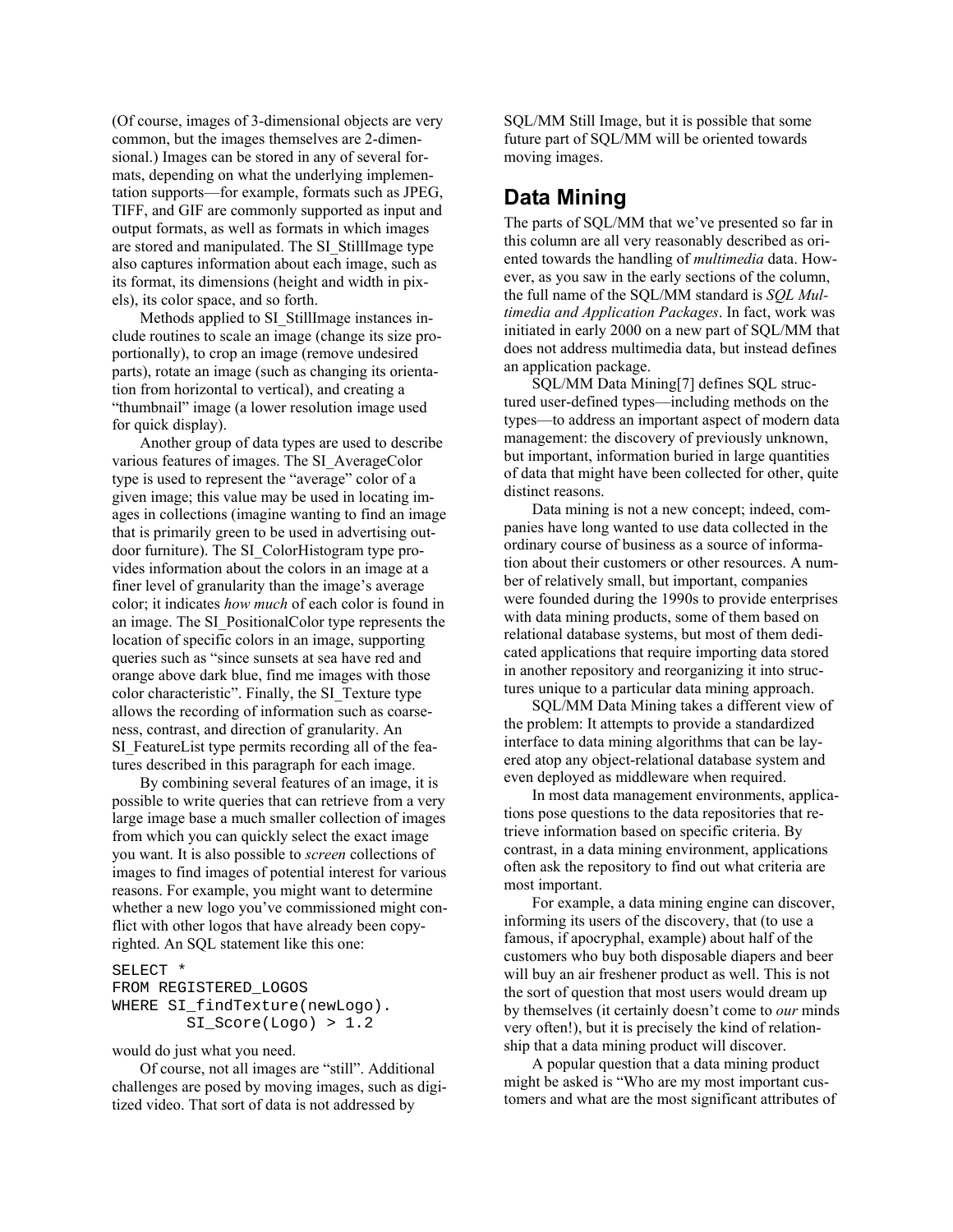(Of course, images of 3-dimensional objects are very common, but the images themselves are 2-dimensional.) Images can be stored in any of several formats, depending on what the underlying implementation supports—for example, formats such as JPEG, TIFF, and GIF are commonly supported as input and output formats, as well as formats in which images are stored and manipulated. The SI_StillImage type also captures information about each image, such as its format, its dimensions (height and width in pixels), its color space, and so forth.

Methods applied to SI_StillImage instances include routines to scale an image (change its size proportionally), to crop an image (remove undesired parts), rotate an image (such as changing its orientation from horizontal to vertical), and creating a "thumbnail" image (a lower resolution image used for quick display).

Another group of data types are used to describe various features of images. The SI_AverageColor type is used to represent the "average" color of a given image; this value may be used in locating images in collections (imagine wanting to find an image that is primarily green to be used in advertising outdoor furniture). The SI_ColorHistogram type provides information about the colors in an image at a finer level of granularity than the image's average color; it indicates *how much* of each color is found in an image. The SI_PositionalColor type represents the location of specific colors in an image, supporting queries such as "since sunsets at sea have red and orange above dark blue, find me images with those color characteristic". Finally, the SI_Texture type allows the recording of information such as coarseness, contrast, and direction of granularity. An SI_FeatureList type permits recording all of the features described in this paragraph for each image.

By combining several features of an image, it is possible to write queries that can retrieve from a very large image base a much smaller collection of images from which you can quickly select the exact image you want. It is also possible to *screen* collections of images to find images of potential interest for various reasons. For example, you might want to determine whether a new logo you've commissioned might conflict with other logos that have already been copyrighted. An SQL statement like this one:

```
SELECT *
FROM REGISTERED_LOGOS
WHERE SI_findTexture(newLogo).
        SI_Score(Logo) > 1.2
```

would do just what you need.

Of course, not all images are "still". Additional challenges are posed by moving images, such as digitized video. That sort of data is not addressed by SQL/MM Still Image, but it is possible that some future part of SQL/MM will be oriented towards moving images.

## Data Mining

The parts of SQL/MM that we've presented so far in this column are all very reasonably described as oriented towards the handling of *multimedia* data. However, as you saw in the early sections of the column, the full name of the SQL/MM standard is *SQL Multimedia and Application Packages*. In fact, work was initiated in early 2000 on a new part of SQL/MM that does not address multimedia data, but instead defines an application package.

SQL/MM Data Mining[7] defines SQL structured user-defined types—including methods on the types—to address an important aspect of modern data management: the discovery of previously unknown, but important, information buried in large quantities of data that might have been collected for other, quite distinct reasons.

Data mining is not a new concept; indeed, companies have long wanted to use data collected in the ordinary course of business as a source of information about their customers or other resources. A number of relatively small, but important, companies were founded during the 1990s to provide enterprises with data mining products, some of them based on relational database systems, but most of them dedicated applications that require importing data stored in another repository and reorganizing it into structures unique to a particular data mining approach.

SQL/MM Data Mining takes a different view of the problem: It attempts to provide a standardized interface to data mining algorithms that can be layered atop any object-relational database system and even deployed as middleware when required.

In most data management environments, applications pose questions to the data repositories that retrieve information based on specific criteria. By contrast, in a data mining environment, applications often ask the repository to find out what criteria are most important.

For example, a data mining engine can discover, informing its users of the discovery, that (to use a famous, if apocryphal, example) about half of the customers who buy both disposable diapers and beer will buy an air freshener product as well. This is not the sort of question that most users would dream up by themselves (it certainly doesn't come to *our* minds very often!), but it is precisely the kind of relationship that a data mining product will discover.

A popular question that a data mining product might be asked is "Who are my most important customers and what are the most significant attributes of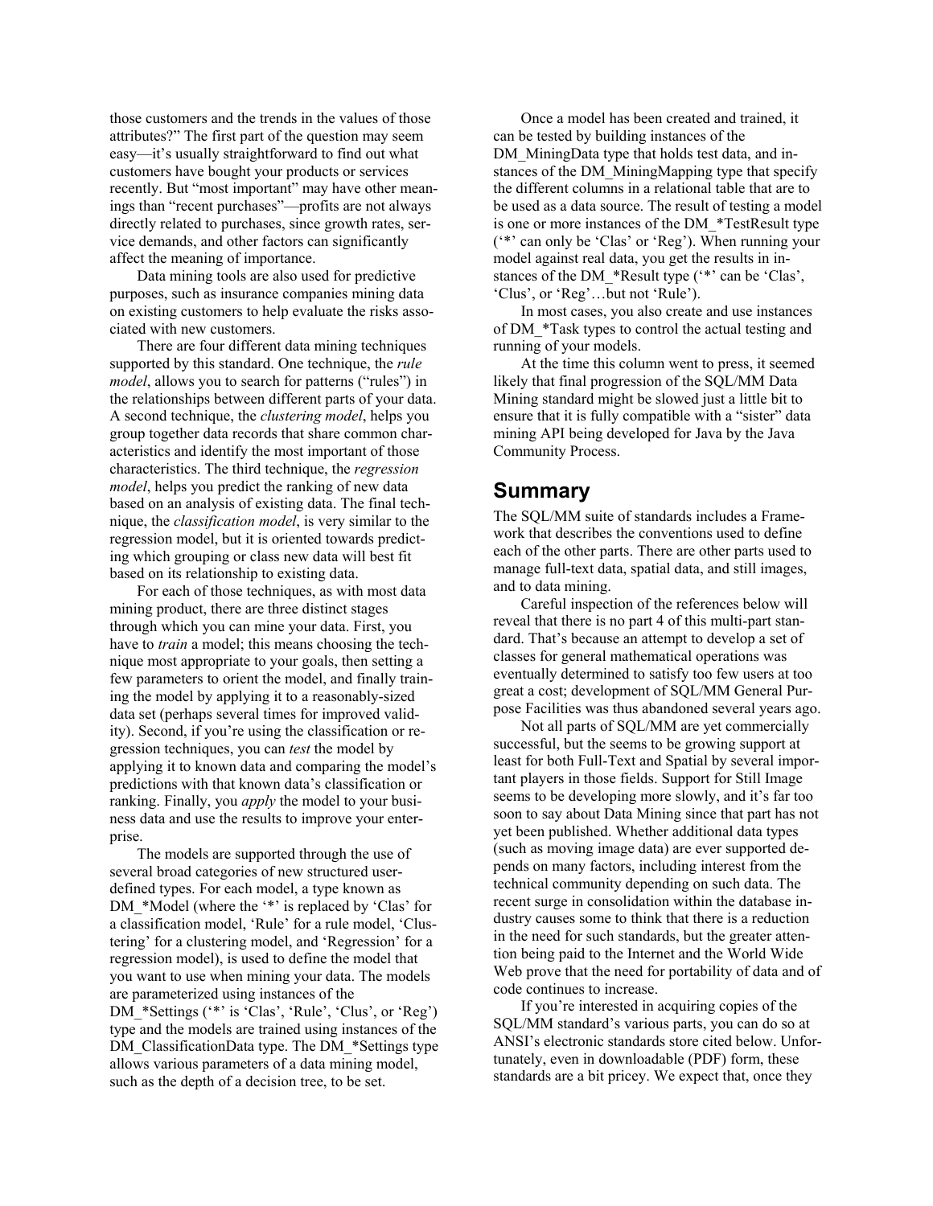those customers and the trends in the values of those attributes?" The first part of the question may seem easy—it's usually straightforward to find out what customers have bought your products or services recently. But "most important" may have other meanings than "recent purchases"—profits are not always directly related to purchases, since growth rates, service demands, and other factors can significantly affect the meaning of importance.

Data mining tools are also used for predictive purposes, such as insurance companies mining data on existing customers to help evaluate the risks associated with new customers.

There are four different data mining techniques supported by this standard. One technique, the *rule model*, allows you to search for patterns ("rules") in the relationships between different parts of your data. A second technique, the *clustering model*, helps you group together data records that share common characteristics and identify the most important of those characteristics. The third technique, the *regression model*, helps you predict the ranking of new data based on an analysis of existing data. The final technique, the *classification model*, is very similar to the regression model, but it is oriented towards predicting which grouping or class new data will best fit based on its relationship to existing data.

For each of those techniques, as with most data mining product, there are three distinct stages through which you can mine your data. First, you have to *train* a model; this means choosing the technique most appropriate to your goals, then setting a few parameters to orient the model, and finally training the model by applying it to a reasonably-sized data set (perhaps several times for improved validity). Second, if you're using the classification or regression techniques, you can *test* the model by applying it to known data and comparing the model's predictions with that known data's classification or ranking. Finally, you *apply* the model to your business data and use the results to improve your enterprise.

The models are supported through the use of several broad categories of new structured user-defined types. For each model, a type known as DM_*Model (where the '*' is replaced by 'Clas' for a classification model, 'Rule' for a rule model, 'Clustering' for a clustering model, and 'Regression' for a regression model), is used to define the model that you want to use when mining your data. The models are parameterized using instances of the DM_*Settings ('*' is 'Clas', 'Rule', 'Clus', or 'Reg') type and the models are trained using instances of the DM_ClassificationData type. The DM_*Settings type allows various parameters of a data mining model, such as the depth of a decision tree, to be set.

Once a model has been created and trained, it can be tested by building instances of the DM_MiningData type that holds test data, and instances of the DM_MiningMapping type that specify the different columns in a relational table that are to be used as a data source. The result of testing a model is one or more instances of the DM_*TestResult type ('*' can only be 'Clas' or 'Reg'). When running your model against real data, you get the results in instances of the DM_*Result type ('*' can be 'Clas', 'Clus', or 'Reg'…but not 'Rule').

In most cases, you also create and use instances of DM_*Task types to control the actual testing and running of your models.

At the time this column went to press, it seemed likely that final progression of the SQL/MM Data Mining standard might be slowed just a little bit to ensure that it is fully compatible with a "sister" data mining API being developed for Java by the Java Community Process.

## Summary

The SQL/MM suite of standards includes a Framework that describes the conventions used to define each of the other parts. There are other parts used to manage full-text data, spatial data, and still images, and to data mining.

Careful inspection of the references below will reveal that there is no part 4 of this multi-part standard. That's because an attempt to develop a set of classes for general mathematical operations was eventually determined to satisfy too few users at too great a cost; development of SQL/MM General Purpose Facilities was thus abandoned several years ago.

Not all parts of SQL/MM are yet commercially successful, but the seems to be growing support at least for both Full-Text and Spatial by several important players in those fields. Support for Still Image seems to be developing more slowly, and it's far too soon to say about Data Mining since that part has not yet been published. Whether additional data types (such as moving image data) are ever supported depends on many factors, including interest from the technical community depending on such data. The recent surge in consolidation within the database industry causes some to think that there is a reduction in the need for such standards, but the greater attention being paid to the Internet and the World Wide Web prove that the need for portability of data and of code continues to increase.

If you're interested in acquiring copies of the SQL/MM standard's various parts, you can do so at ANSI's electronic standards store cited below. Unfortunately, even in downloadable (PDF) form, these standards are a bit pricey. We expect that, once they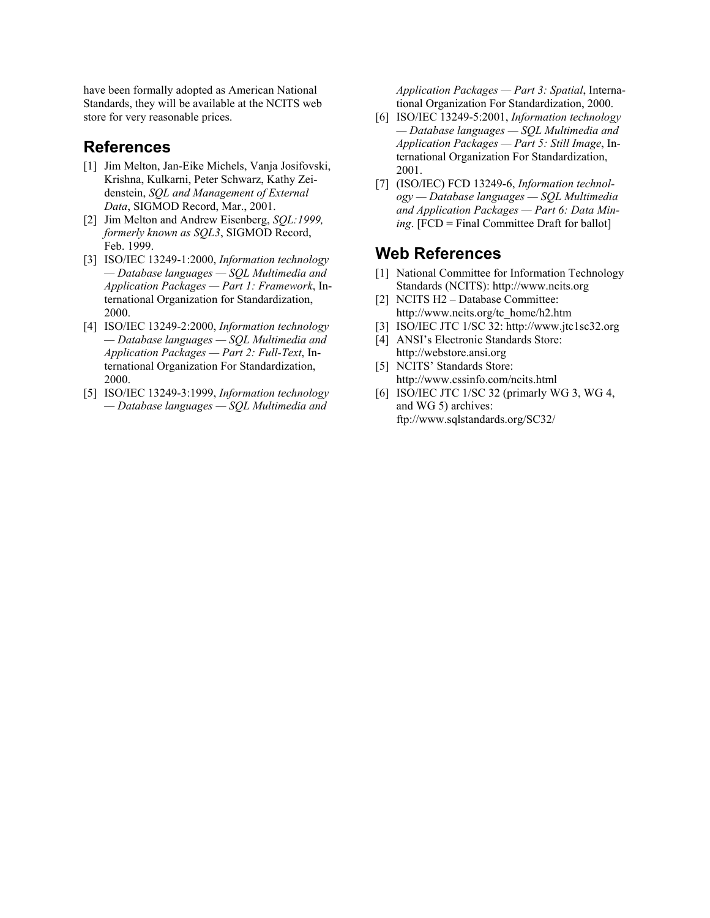have been formally adopted as American National Standards, they will be available at the NCITS web store for very reasonable prices.

## References

[1] Jim Melton, Jan-Eike Michels, Vanja Josifovski, Krishna, Kulkarni, Peter Schwarz, Kathy Zeidenstein, *SQL and Management of External Data*, SIGMOD Record, Mar., 2001.

[2] Jim Melton and Andrew Eisenberg, *SQL:1999, formerly known as SQL3*, SIGMOD Record, Feb. 1999.

[3] ISO/IEC 13249-1:2000, *Information technology — Database languages — SQL Multimedia and Application Packages — Part 1: Framework*, International Organization for Standardization, 2000.

[4] ISO/IEC 13249-2:2000, *Information technology — Database languages — SQL Multimedia and Application Packages — Part 2: Full-Text*, International Organization For Standardization, 2000.

[5] ISO/IEC 13249-3:1999, *Information technology — Database languages — SQL Multimedia and Application Packages — Part 3: Spatial*, International Organization For Standardization, 2000.

[6] ISO/IEC 13249-5:2001, *Information technology — Database languages — SQL Multimedia and Application Packages — Part 5: Still Image*, International Organization For Standardization, 2001.

[7] (ISO/IEC) FCD 13249-6, *Information technology — Database languages — SQL Multimedia and Application Packages — Part 6: Data Mining*. [FCD = Final Committee Draft for ballot]

## Web References

[1] National Committee for Information Technology Standards (NCITS): http://www.ncits.org

[2] NCITS H2 – Database Committee: http://www.ncits.org/tc_home/h2.htm

[3] ISO/IEC JTC 1/SC 32: http://www.jtc1sc32.org

[4] ANSI's Electronic Standards Store: http://webstore.ansi.org

[5] NCITS' Standards Store: http://www.cssinfo.com/ncits.html

[6] ISO/IEC JTC 1/SC 32 (primarly WG 3, WG 4, and WG 5) archives: ftp://www.sqlstandards.org/SC32/